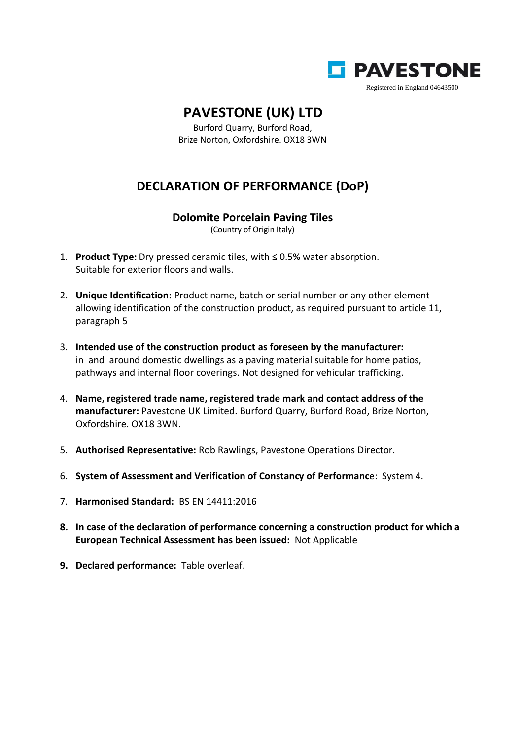PAVESTONE

Registered in England 04643500

# PAVESTONE (UK) LTD

Burford Quarry, Burford Road,
Brize Norton, Oxfordshire. OX18 3WN

## DECLARATION OF PERFORMANCE (DoP)

### Dolomite Porcelain Paving Tiles

(Country of Origin Italy)

1. **Product Type:** Dry pressed ceramic tiles, with ≤ 0.5% water absorption. Suitable for exterior floors and walls.

2. **Unique Identification:** Product name, batch or serial number or any other element allowing identification of the construction product, as required pursuant to article 11, paragraph 5

3. **Intended use of the construction product as foreseen by the manufacturer:** in and around domestic dwellings as a paving material suitable for home patios, pathways and internal floor coverings. Not designed for vehicular trafficking.

4. **Name, registered trade name, registered trade mark and contact address of the manufacturer:** Pavestone UK Limited. Burford Quarry, Burford Road, Brize Norton, Oxfordshire. OX18 3WN.

5. **Authorised Representative:** Rob Rawlings, Pavestone Operations Director.

6. **System of Assessment and Verification of Constancy of Performanc**e: System 4.

7. **Harmonised Standard:** BS EN 14411:2016

8. **In case of the declaration of performance concerning a construction product for which a European Technical Assessment has been issued:** Not Applicable

9. **Declared performance:** Table overleaf.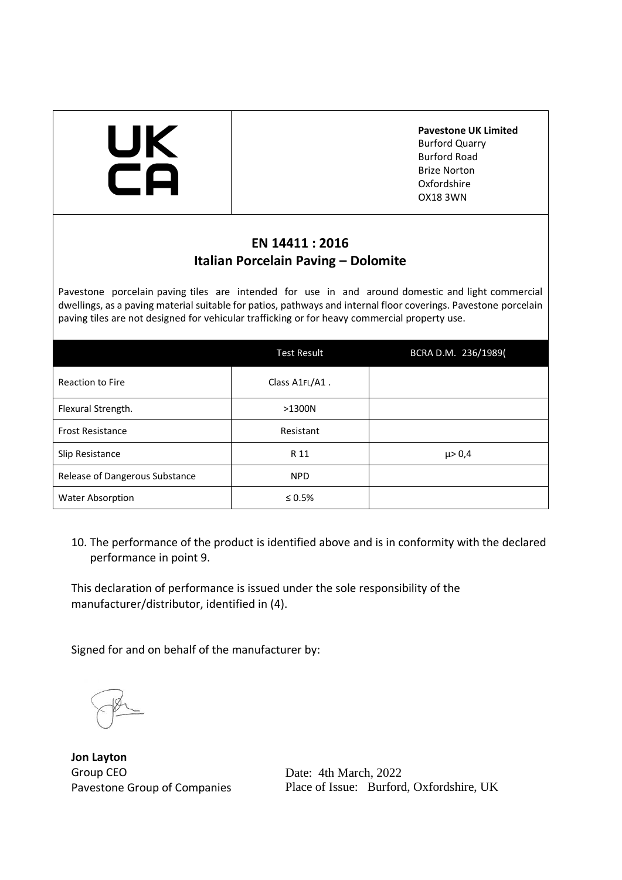| UK CA | **Pavestone UK Limited**<br>Burford Quarry<br>Burford Road<br>Brize Norton<br>Oxfordshire<br>OX18 3WN |
|---|---|

## EN 14411 : 2016
## Italian Porcelain Paving – Dolomite

Pavestone porcelain paving tiles are intended for use in and around domestic and light commercial dwellings, as a paving material suitable for patios, pathways and internal floor coverings. Pavestone porcelain paving tiles are not designed for vehicular trafficking or for heavy commercial property use.

| | Test Result | BCRA D.M. 236/1989( |
|---|---|---|
| Reaction to Fire | Class $A1_{FL}$/A1 . | |
| Flexural Strength. | >1300N | |
| Frost Resistance | Resistant | |
| Slip Resistance | R 11 | $\mu > 0,4$ |
| Release of Dangerous Substance | NPD | |
| Water Absorption | ≤ 0.5% | |

10. The performance of the product is identified above and is in conformity with the declared performance in point 9.

This declaration of performance is issued under the sole responsibility of the manufacturer/distributor, identified in (4).

Signed for and on behalf of the manufacturer by:

**Jon Layton**
Group CEO
Pavestone Group of Companies

Date: 4th March, 2022
Place of Issue: Burford, Oxfordshire, UK